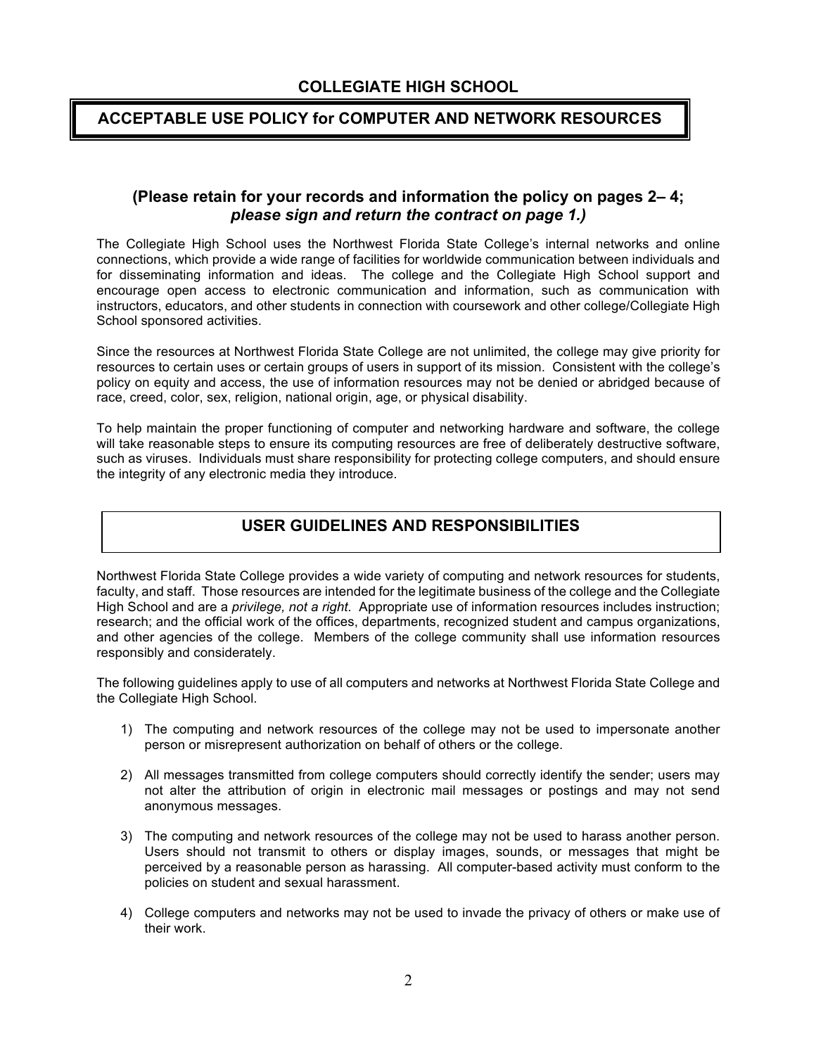## COLLEGIATE HIGH SCHOOL

## ACCEPTABLE USE POLICY for COMPUTER AND NETWORK RESOURCES

### (Please retain for your records and information the policy on pages 2– 4; *please sign and return the contract on page 1.)*

The Collegiate High School uses the Northwest Florida State College's internal networks and online connections, which provide a wide range of facilities for worldwide communication between individuals and for disseminating information and ideas. The college and the Collegiate High School support and encourage open access to electronic communication and information, such as communication with instructors, educators, and other students in connection with coursework and other college/Collegiate High School sponsored activities.

Since the resources at Northwest Florida State College are not unlimited, the college may give priority for resources to certain uses or certain groups of users in support of its mission. Consistent with the college's policy on equity and access, the use of information resources may not be denied or abridged because of race, creed, color, sex, religion, national origin, age, or physical disability.

To help maintain the proper functioning of computer and networking hardware and software, the college will take reasonable steps to ensure its computing resources are free of deliberately destructive software, such as viruses. Individuals must share responsibility for protecting college computers, and should ensure the integrity of any electronic media they introduce.

## USER GUIDELINES AND RESPONSIBILITIES

Northwest Florida State College provides a wide variety of computing and network resources for students, faculty, and staff. Those resources are intended for the legitimate business of the college and the Collegiate High School and are a *privilege, not a right.* Appropriate use of information resources includes instruction; research; and the official work of the offices, departments, recognized student and campus organizations, and other agencies of the college. Members of the college community shall use information resources responsibly and considerately.

The following guidelines apply to use of all computers and networks at Northwest Florida State College and the Collegiate High School.

1) The computing and network resources of the college may not be used to impersonate another person or misrepresent authorization on behalf of others or the college.

2) All messages transmitted from college computers should correctly identify the sender; users may not alter the attribution of origin in electronic mail messages or postings and may not send anonymous messages.

3) The computing and network resources of the college may not be used to harass another person. Users should not transmit to others or display images, sounds, or messages that might be perceived by a reasonable person as harassing. All computer-based activity must conform to the policies on student and sexual harassment.

4) College computers and networks may not be used to invade the privacy of others or make use of their work.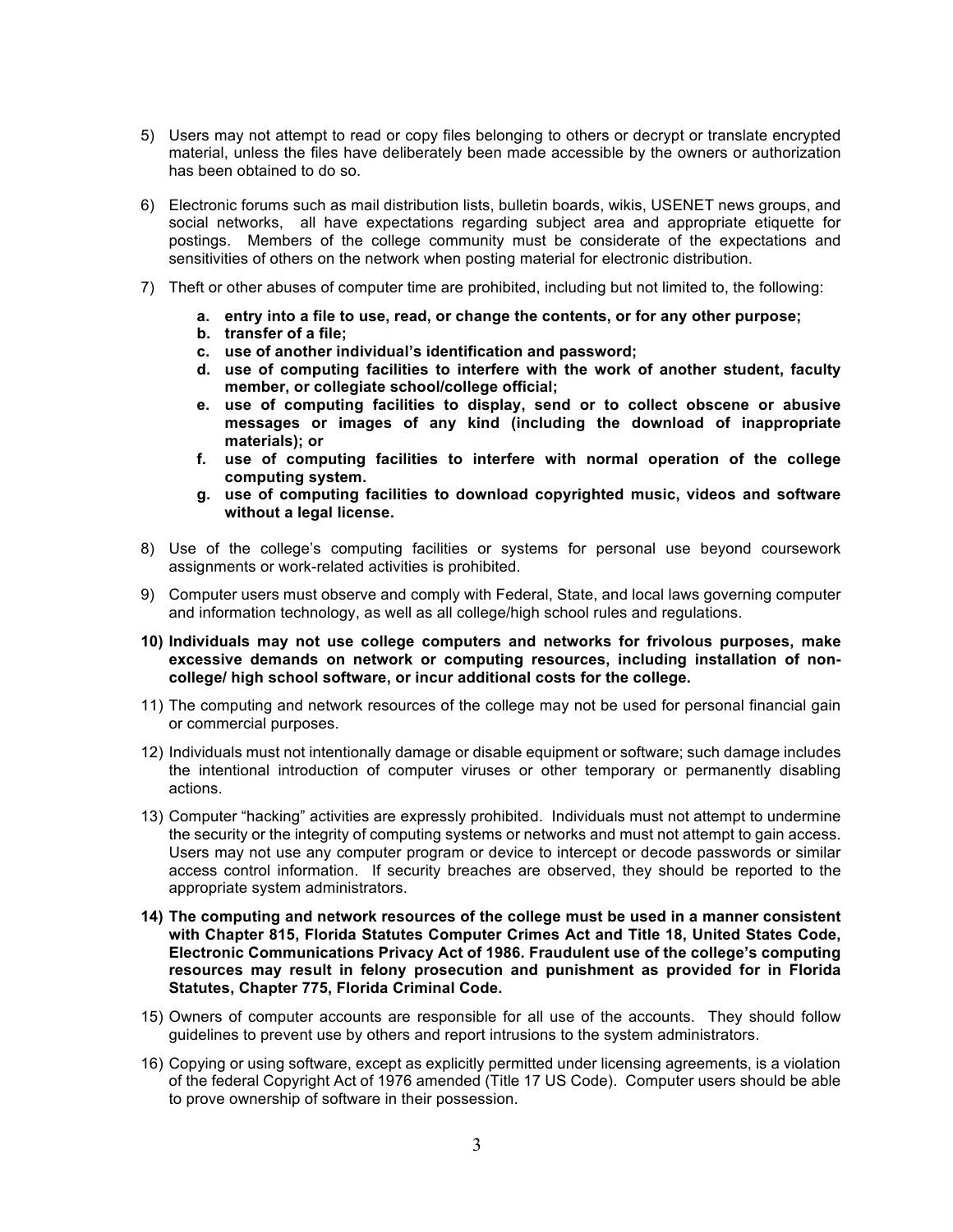5) Users may not attempt to read or copy files belonging to others or decrypt or translate encrypted material, unless the files have deliberately been made accessible by the owners or authorization has been obtained to do so.

6) Electronic forums such as mail distribution lists, bulletin boards, wikis, USENET news groups, and social networks, all have expectations regarding subject area and appropriate etiquette for postings. Members of the college community must be considerate of the expectations and sensitivities of others on the network when posting material for electronic distribution.

7) Theft or other abuses of computer time are prohibited, including but not limited to, the following:

    **a. entry into a file to use, read, or change the contents, or for any other purpose;**
    **b. transfer of a file;**
    **c. use of another individual's identification and password;**
    **d. use of computing facilities to interfere with the work of another student, faculty member, or collegiate school/college official;**
    **e. use of computing facilities to display, send or to collect obscene or abusive messages or images of any kind (including the download of inappropriate materials); or**
    **f. use of computing facilities to interfere with normal operation of the college computing system.**
    **g. use of computing facilities to download copyrighted music, videos and software without a legal license.**

8) Use of the college's computing facilities or systems for personal use beyond coursework assignments or work-related activities is prohibited.

9) Computer users must observe and comply with Federal, State, and local laws governing computer and information technology, as well as all college/high school rules and regulations.

**10) Individuals may not use college computers and networks for frivolous purposes, make excessive demands on network or computing resources, including installation of non-college/ high school software, or incur additional costs for the college.**

11) The computing and network resources of the college may not be used for personal financial gain or commercial purposes.

12) Individuals must not intentionally damage or disable equipment or software; such damage includes the intentional introduction of computer viruses or other temporary or permanently disabling actions.

13) Computer "hacking" activities are expressly prohibited. Individuals must not attempt to undermine the security or the integrity of computing systems or networks and must not attempt to gain access. Users may not use any computer program or device to intercept or decode passwords or similar access control information. If security breaches are observed, they should be reported to the appropriate system administrators.

**14) The computing and network resources of the college must be used in a manner consistent with Chapter 815, Florida Statutes Computer Crimes Act and Title 18, United States Code, Electronic Communications Privacy Act of 1986. Fraudulent use of the college's computing resources may result in felony prosecution and punishment as provided for in Florida Statutes, Chapter 775, Florida Criminal Code.**

15) Owners of computer accounts are responsible for all use of the accounts. They should follow guidelines to prevent use by others and report intrusions to the system administrators.

16) Copying or using software, except as explicitly permitted under licensing agreements, is a violation of the federal Copyright Act of 1976 amended (Title 17 US Code). Computer users should be able to prove ownership of software in their possession.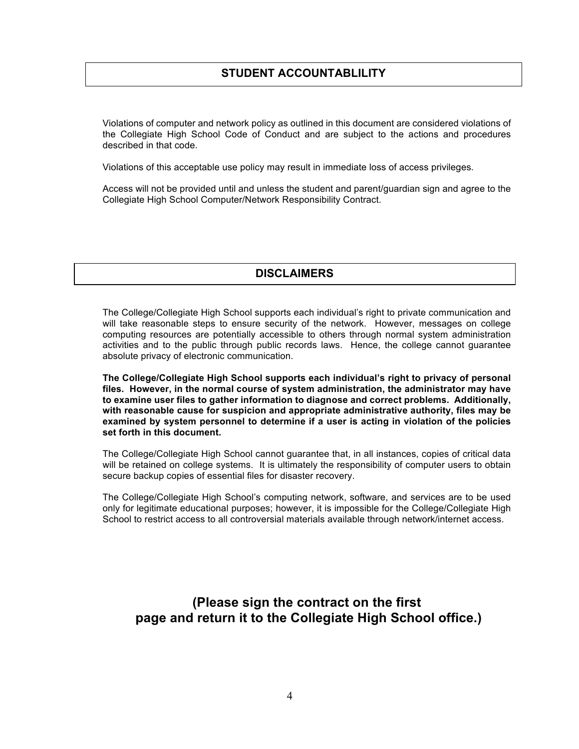## STUDENT ACCOUNTABLILITY

Violations of computer and network policy as outlined in this document are considered violations of the Collegiate High School Code of Conduct and are subject to the actions and procedures described in that code.

Violations of this acceptable use policy may result in immediate loss of access privileges.

Access will not be provided until and unless the student and parent/guardian sign and agree to the Collegiate High School Computer/Network Responsibility Contract.

## DISCLAIMERS

The College/Collegiate High School supports each individual's right to private communication and will take reasonable steps to ensure security of the network. However, messages on college computing resources are potentially accessible to others through normal system administration activities and to the public through public records laws. Hence, the college cannot guarantee absolute privacy of electronic communication.

**The College/Collegiate High School supports each individual's right to privacy of personal files. However, in the normal course of system administration, the administrator may have to examine user files to gather information to diagnose and correct problems. Additionally, with reasonable cause for suspicion and appropriate administrative authority, files may be examined by system personnel to determine if a user is acting in violation of the policies set forth in this document.**

The College/Collegiate High School cannot guarantee that, in all instances, copies of critical data will be retained on college systems. It is ultimately the responsibility of computer users to obtain secure backup copies of essential files for disaster recovery.

The College/Collegiate High School's computing network, software, and services are to be used only for legitimate educational purposes; however, it is impossible for the College/Collegiate High School to restrict access to all controversial materials available through network/internet access.

**(Please sign the contract on the first page and return it to the Collegiate High School office.)**